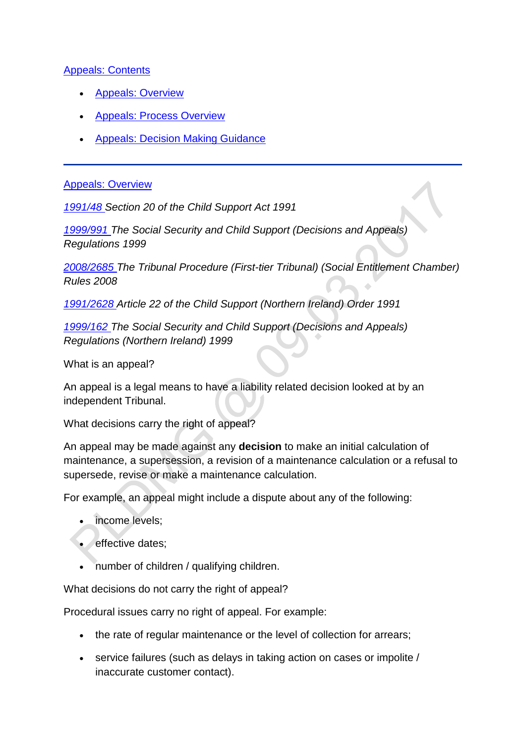[Appeals: Contents]

- [Appeals: Overview]
- [Appeals: Process Overview]
- [Appeals: Decision Making Guidance]

---

[Appeals: Overview]

*1991/48 Section 20 of the Child Support Act 1991*

*1999/991 The Social Security and Child Support (Decisions and Appeals) Regulations 1999*

*2008/2685 The Tribunal Procedure (First-tier Tribunal) (Social Entitlement Chamber) Rules 2008*

*1991/2628 Article 22 of the Child Support (Northern Ireland) Order 1991*

*1999/162 The Social Security and Child Support (Decisions and Appeals) Regulations (Northern Ireland) 1999*

What is an appeal?

An appeal is a legal means to have a liability related decision looked at by an independent Tribunal.

What decisions carry the right of appeal?

An appeal may be made against any **decision** to make an initial calculation of maintenance, a supersession, a revision of a maintenance calculation or a refusal to supersede, revise or make a maintenance calculation.

For example, an appeal might include a dispute about any of the following:

- income levels;
- effective dates;
- number of children / qualifying children.

What decisions do not carry the right of appeal?

Procedural issues carry no right of appeal. For example:

- the rate of regular maintenance or the level of collection for arrears;
- service failures (such as delays in taking action on cases or impolite / inaccurate customer contact).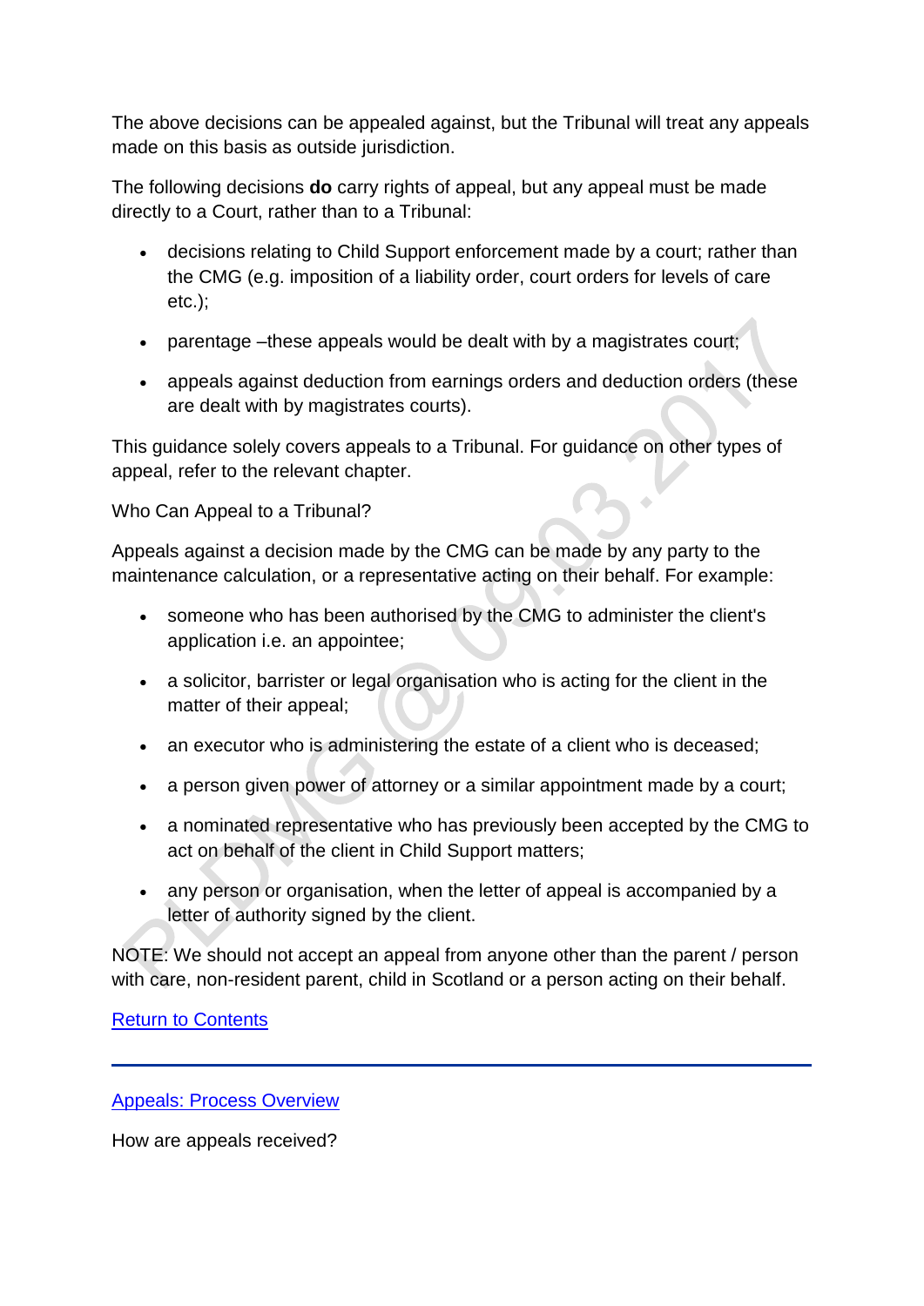The above decisions can be appealed against, but the Tribunal will treat any appeals made on this basis as outside jurisdiction.

The following decisions **do** carry rights of appeal, but any appeal must be made directly to a Court, rather than to a Tribunal:

- decisions relating to Child Support enforcement made by a court; rather than the CMG (e.g. imposition of a liability order, court orders for levels of care etc.);
- parentage –these appeals would be dealt with by a magistrates court;
- appeals against deduction from earnings orders and deduction orders (these are dealt with by magistrates courts).

This guidance solely covers appeals to a Tribunal. For guidance on other types of appeal, refer to the relevant chapter.

Who Can Appeal to a Tribunal?

Appeals against a decision made by the CMG can be made by any party to the maintenance calculation, or a representative acting on their behalf. For example:

- someone who has been authorised by the CMG to administer the client's application i.e. an appointee;
- a solicitor, barrister or legal organisation who is acting for the client in the matter of their appeal;
- an executor who is administering the estate of a client who is deceased;
- a person given power of attorney or a similar appointment made by a court;
- a nominated representative who has previously been accepted by the CMG to act on behalf of the client in Child Support matters;
- any person or organisation, when the letter of appeal is accompanied by a letter of authority signed by the client.

NOTE: We should not accept an appeal from anyone other than the parent / person with care, non-resident parent, child in Scotland or a person acting on their behalf.

Return to Contents

---

Appeals: Process Overview

How are appeals received?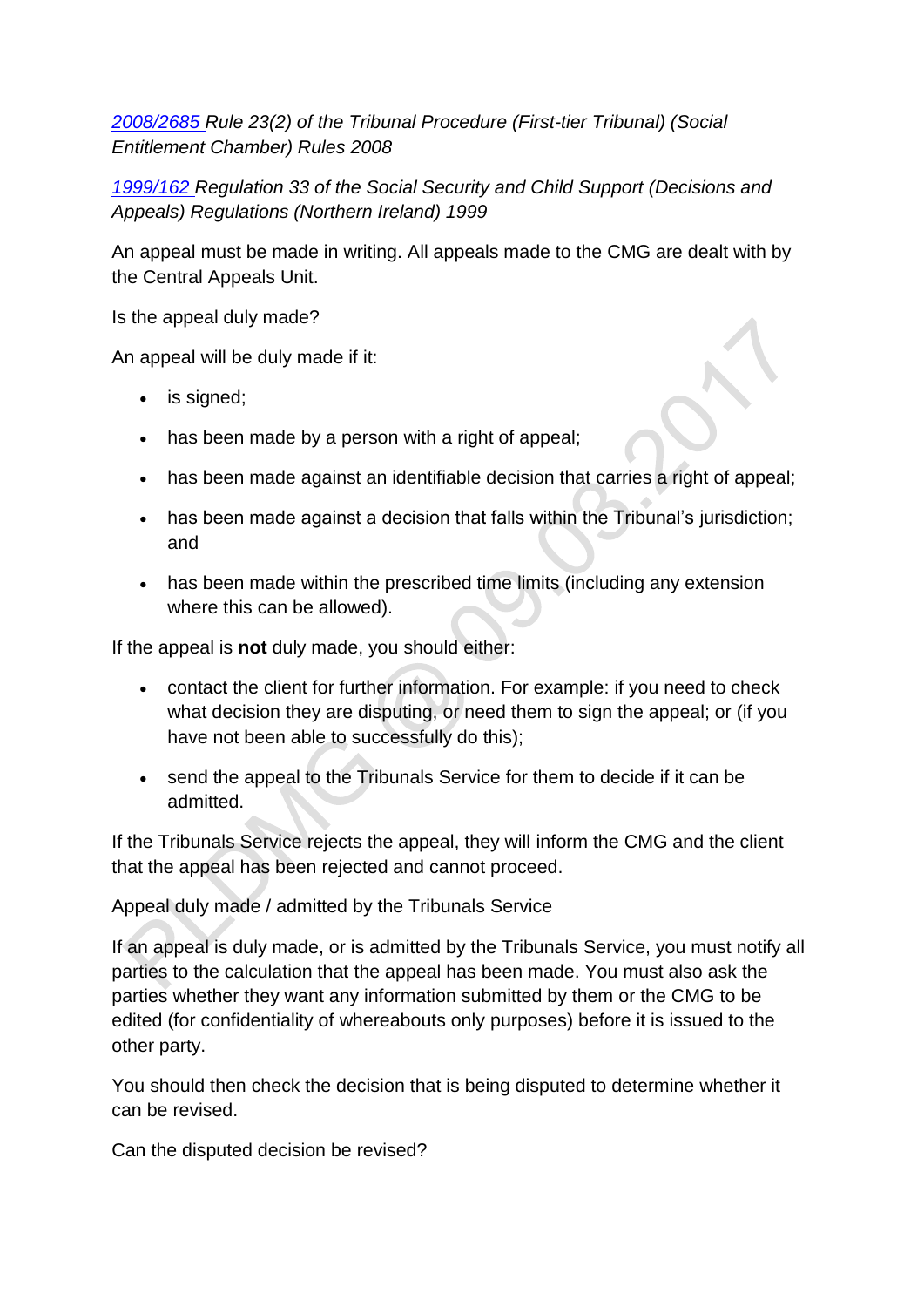*[2008/2685](#) Rule 23(2) of the Tribunal Procedure (First-tier Tribunal) (Social Entitlement Chamber) Rules 2008*

*[1999/162](#) Regulation 33 of the Social Security and Child Support (Decisions and Appeals) Regulations (Northern Ireland) 1999*

An appeal must be made in writing. All appeals made to the CMG are dealt with by the Central Appeals Unit.

Is the appeal duly made?

An appeal will be duly made if it:

- is signed;
- has been made by a person with a right of appeal;
- has been made against an identifiable decision that carries a right of appeal;
- has been made against a decision that falls within the Tribunal's jurisdiction; and
- has been made within the prescribed time limits (including any extension where this can be allowed).

If the appeal is **not** duly made, you should either:

- contact the client for further information. For example: if you need to check what decision they are disputing, or need them to sign the appeal; or (if you have not been able to successfully do this);
- send the appeal to the Tribunals Service for them to decide if it can be admitted.

If the Tribunals Service rejects the appeal, they will inform the CMG and the client that the appeal has been rejected and cannot proceed.

Appeal duly made / admitted by the Tribunals Service

If an appeal is duly made, or is admitted by the Tribunals Service, you must notify all parties to the calculation that the appeal has been made. You must also ask the parties whether they want any information submitted by them or the CMG to be edited (for confidentiality of whereabouts only purposes) before it is issued to the other party.

You should then check the decision that is being disputed to determine whether it can be revised.

Can the disputed decision be revised?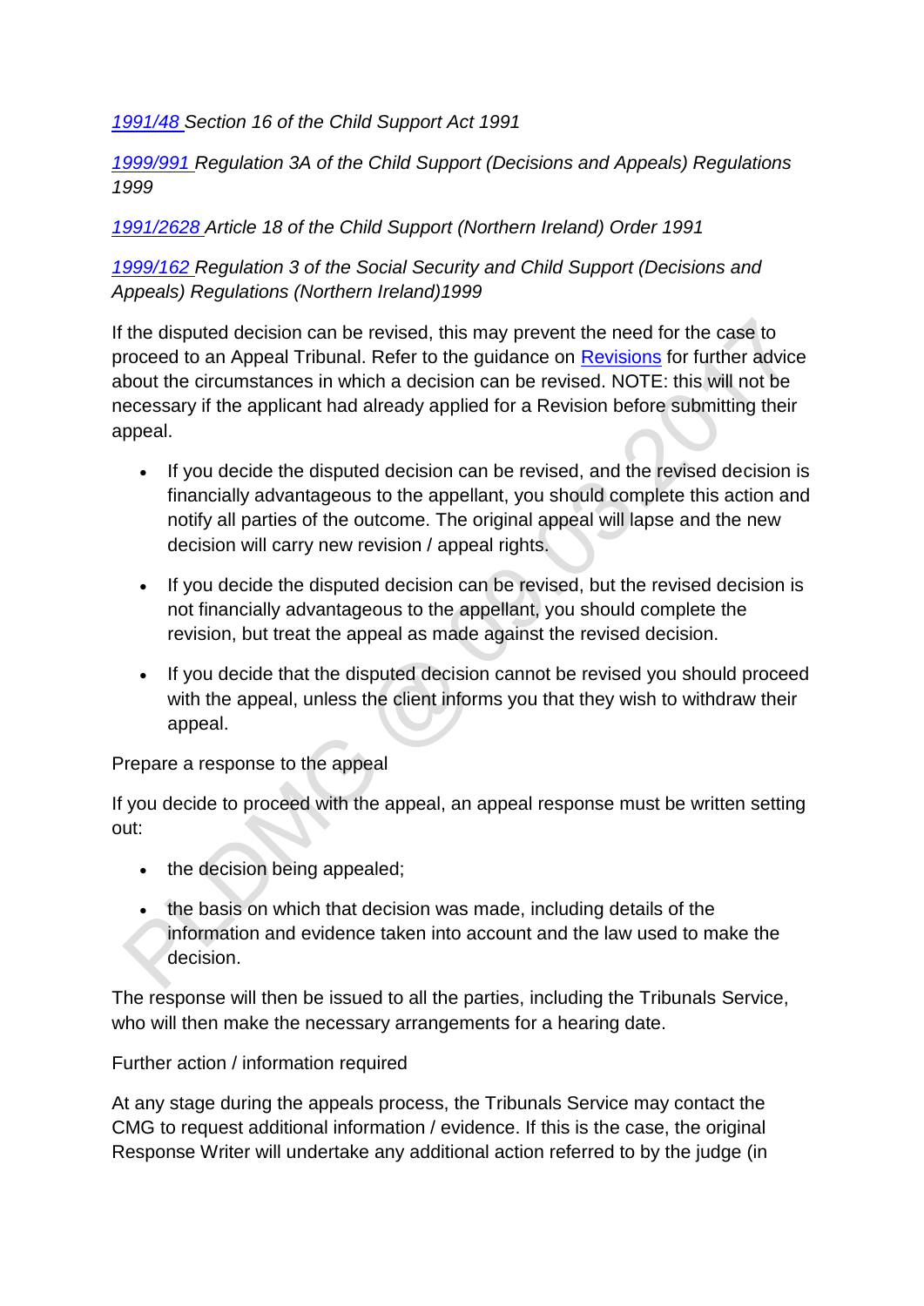*1991/48 Section 16 of the Child Support Act 1991*

*1999/991 Regulation 3A of the Child Support (Decisions and Appeals) Regulations 1999*

*1991/2628 Article 18 of the Child Support (Northern Ireland) Order 1991*

*1999/162 Regulation 3 of the Social Security and Child Support (Decisions and Appeals) Regulations (Northern Ireland)1999*

If the disputed decision can be revised, this may prevent the need for the case to proceed to an Appeal Tribunal. Refer to the guidance on Revisions for further advice about the circumstances in which a decision can be revised. NOTE: this will not be necessary if the applicant had already applied for a Revision before submitting their appeal.

- If you decide the disputed decision can be revised, and the revised decision is financially advantageous to the appellant, you should complete this action and notify all parties of the outcome. The original appeal will lapse and the new decision will carry new revision / appeal rights.
- If you decide the disputed decision can be revised, but the revised decision is not financially advantageous to the appellant, you should complete the revision, but treat the appeal as made against the revised decision.
- If you decide that the disputed decision cannot be revised you should proceed with the appeal, unless the client informs you that they wish to withdraw their appeal.

Prepare a response to the appeal

If you decide to proceed with the appeal, an appeal response must be written setting out:

- the decision being appealed;
- the basis on which that decision was made, including details of the information and evidence taken into account and the law used to make the decision.

The response will then be issued to all the parties, including the Tribunals Service, who will then make the necessary arrangements for a hearing date.

Further action / information required

At any stage during the appeals process, the Tribunals Service may contact the CMG to request additional information / evidence. If this is the case, the original Response Writer will undertake any additional action referred to by the judge (in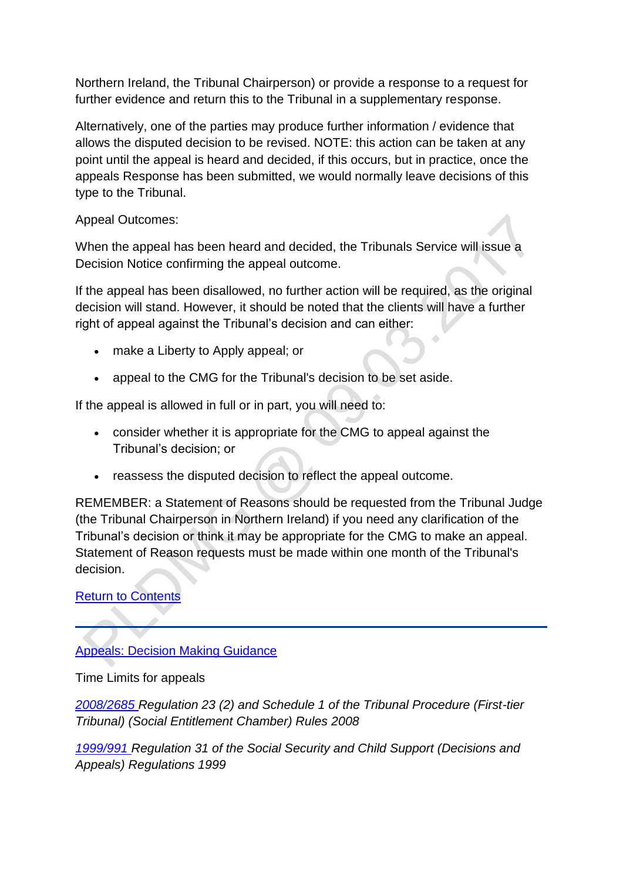Northern Ireland, the Tribunal Chairperson) or provide a response to a request for further evidence and return this to the Tribunal in a supplementary response.

Alternatively, one of the parties may produce further information / evidence that allows the disputed decision to be revised. NOTE: this action can be taken at any point until the appeal is heard and decided, if this occurs, but in practice, once the appeals Response has been submitted, we would normally leave decisions of this type to the Tribunal.

Appeal Outcomes:

When the appeal has been heard and decided, the Tribunals Service will issue a Decision Notice confirming the appeal outcome.

If the appeal has been disallowed, no further action will be required, as the original decision will stand. However, it should be noted that the clients will have a further right of appeal against the Tribunal's decision and can either:

- make a Liberty to Apply appeal; or
- appeal to the CMG for the Tribunal's decision to be set aside.

If the appeal is allowed in full or in part, you will need to:

- consider whether it is appropriate for the CMG to appeal against the Tribunal's decision; or
- reassess the disputed decision to reflect the appeal outcome.

REMEMBER: a Statement of Reasons should be requested from the Tribunal Judge (the Tribunal Chairperson in Northern Ireland) if you need any clarification of the Tribunal's decision or think it may be appropriate for the CMG to make an appeal. Statement of Reason requests must be made within one month of the Tribunal's decision.

Return to Contents

---

Appeals: Decision Making Guidance

Time Limits for appeals

*2008/2685 Regulation 23 (2) and Schedule 1 of the Tribunal Procedure (First-tier Tribunal) (Social Entitlement Chamber) Rules 2008*

*1999/991 Regulation 31 of the Social Security and Child Support (Decisions and Appeals) Regulations 1999*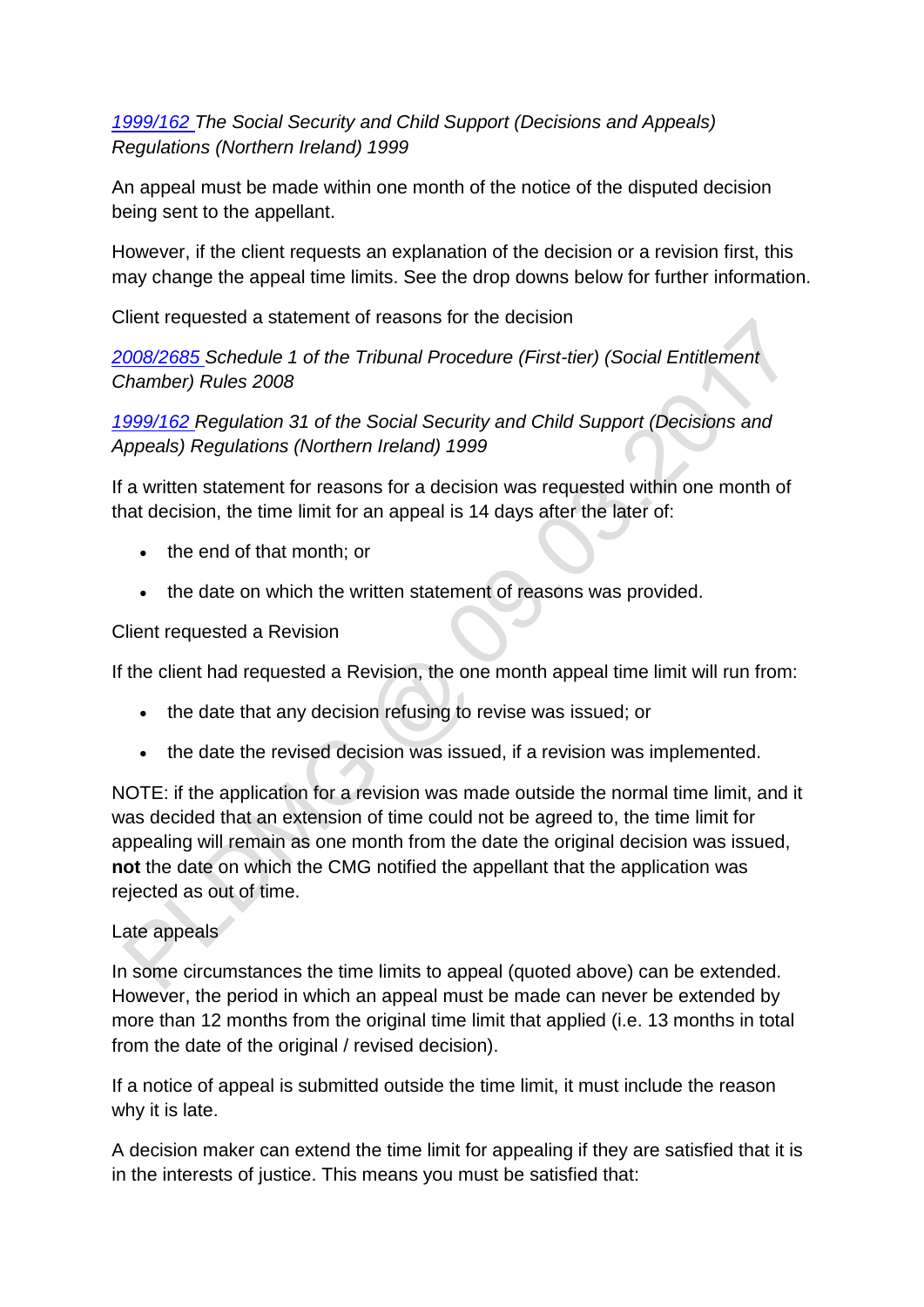*[1999/162](#) The Social Security and Child Support (Decisions and Appeals) Regulations (Northern Ireland) 1999*

An appeal must be made within one month of the notice of the disputed decision being sent to the appellant.

However, if the client requests an explanation of the decision or a revision first, this may change the appeal time limits. See the drop downs below for further information.

Client requested a statement of reasons for the decision

*[2008/2685](#) Schedule 1 of the Tribunal Procedure (First-tier) (Social Entitlement Chamber) Rules 2008*

*[1999/162](#) Regulation 31 of the Social Security and Child Support (Decisions and Appeals) Regulations (Northern Ireland) 1999*

If a written statement for reasons for a decision was requested within one month of that decision, the time limit for an appeal is 14 days after the later of:

- the end of that month; or
- the date on which the written statement of reasons was provided.

Client requested a Revision

If the client had requested a Revision, the one month appeal time limit will run from:

- the date that any decision refusing to revise was issued; or
- the date the revised decision was issued, if a revision was implemented.

NOTE: if the application for a revision was made outside the normal time limit, and it was decided that an extension of time could not be agreed to, the time limit for appealing will remain as one month from the date the original decision was issued, **not** the date on which the CMG notified the appellant that the application was rejected as out of time.

Late appeals

In some circumstances the time limits to appeal (quoted above) can be extended. However, the period in which an appeal must be made can never be extended by more than 12 months from the original time limit that applied (i.e. 13 months in total from the date of the original / revised decision).

If a notice of appeal is submitted outside the time limit, it must include the reason why it is late.

A decision maker can extend the time limit for appealing if they are satisfied that it is in the interests of justice. This means you must be satisfied that: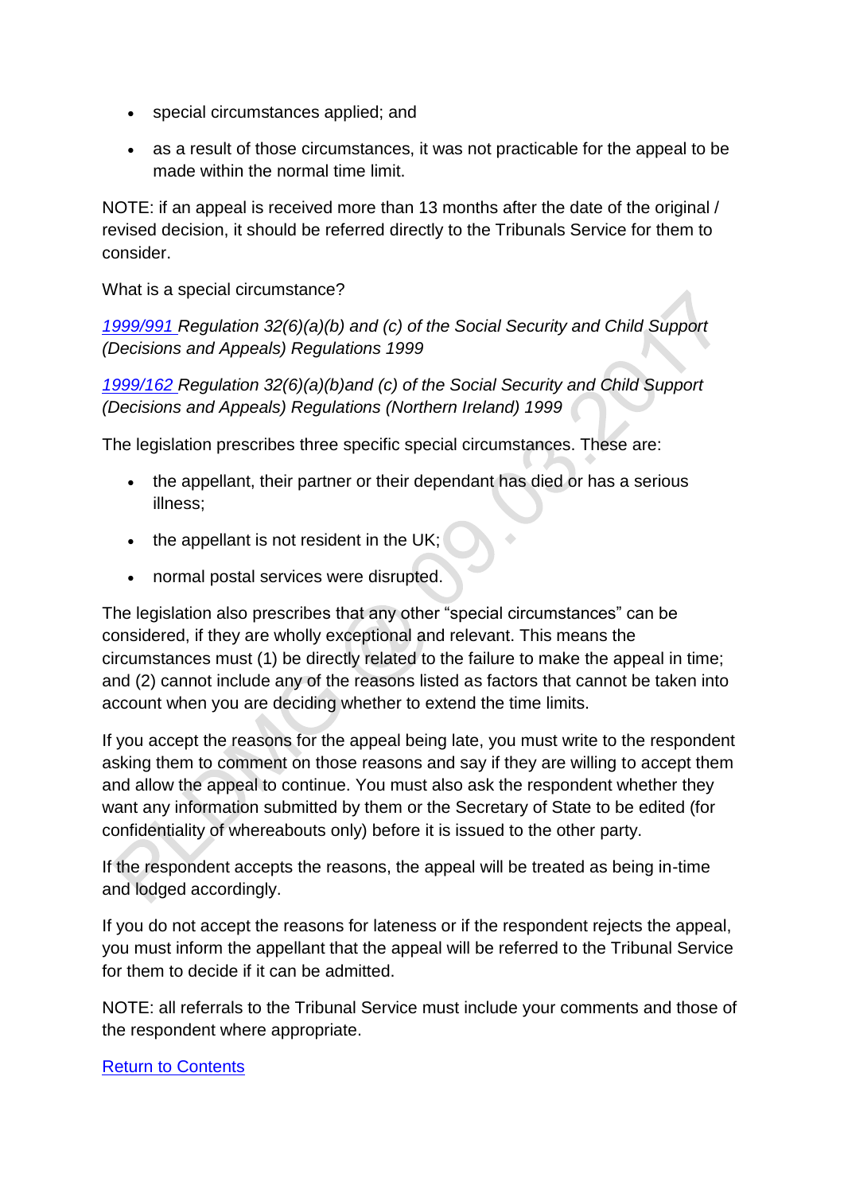- special circumstances applied; and
- as a result of those circumstances, it was not practicable for the appeal to be made within the normal time limit.

NOTE: if an appeal is received more than 13 months after the date of the original / revised decision, it should be referred directly to the Tribunals Service for them to consider.

What is a special circumstance?

*1999/991 Regulation 32(6)(a)(b) and (c) of the Social Security and Child Support (Decisions and Appeals) Regulations 1999*

*1999/162 Regulation 32(6)(a)(b)and (c) of the Social Security and Child Support (Decisions and Appeals) Regulations (Northern Ireland) 1999*

The legislation prescribes three specific special circumstances. These are:

- the appellant, their partner or their dependant has died or has a serious illness;
- the appellant is not resident in the UK;
- normal postal services were disrupted.

The legislation also prescribes that any other "special circumstances" can be considered, if they are wholly exceptional and relevant. This means the circumstances must (1) be directly related to the failure to make the appeal in time; and (2) cannot include any of the reasons listed as factors that cannot be taken into account when you are deciding whether to extend the time limits.

If you accept the reasons for the appeal being late, you must write to the respondent asking them to comment on those reasons and say if they are willing to accept them and allow the appeal to continue. You must also ask the respondent whether they want any information submitted by them or the Secretary of State to be edited (for confidentiality of whereabouts only) before it is issued to the other party.

If the respondent accepts the reasons, the appeal will be treated as being in-time and lodged accordingly.

If you do not accept the reasons for lateness or if the respondent rejects the appeal, you must inform the appellant that the appeal will be referred to the Tribunal Service for them to decide if it can be admitted.

NOTE: all referrals to the Tribunal Service must include your comments and those of the respondent where appropriate.

Return to Contents